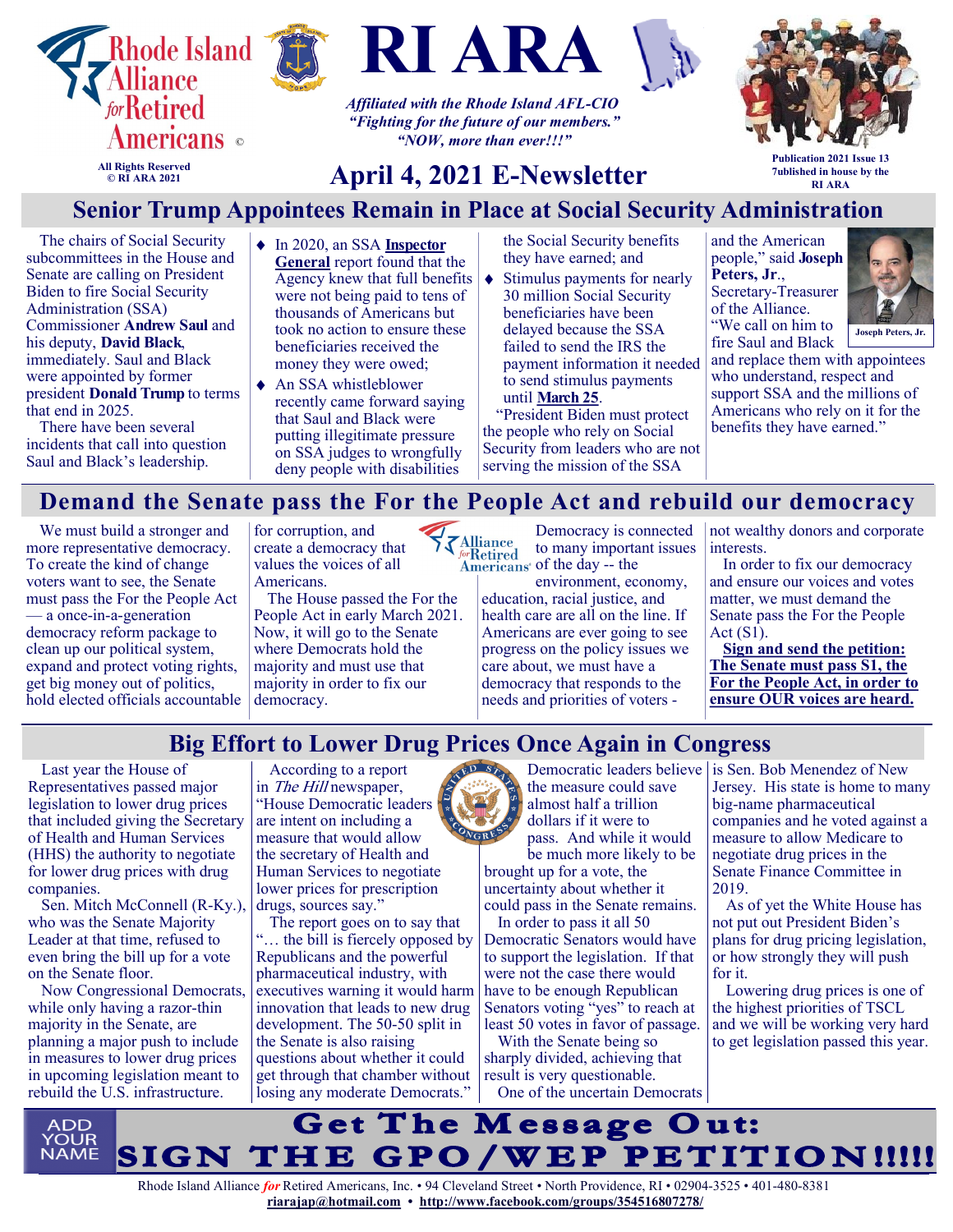# RI ARA

Rhode Island Alliance for Retired Americans ©

All Rights Reserved
© RI ARA 2021

*Affiliated with the Rhode Island AFL-CIO*
*"Fighting for the future of our members."*
*"NOW, more than ever!!!"*

## April 4, 2021 E-Newsletter

Publication 2021 Issue 13
7ublished in house by the RI ARA

## Senior Trump Appointees Remain in Place at Social Security Administration

The chairs of Social Security subcommittees in the House and Senate are calling on President Biden to fire Social Security Administration (SSA) Commissioner **Andrew Saul** and his deputy, **David Black**, immediately. Saul and Black were appointed by former president **Donald Trump** to terms that end in 2025.

There have been several incidents that call into question Saul and Black's leadership.

- In 2020, an SSA **Inspector General** report found that the Agency knew that full benefits were not being paid to tens of thousands of Americans but took no action to ensure these beneficiaries received the money they were owed;
- An SSA whistleblower recently came forward saying that Saul and Black were putting illegitimate pressure on SSA judges to wrongfully deny people with disabilities the Social Security benefits they have earned; and
- Stimulus payments for nearly 30 million Social Security beneficiaries have been delayed because the SSA failed to send the IRS the payment information it needed to send stimulus payments until **March 25**.

"President Biden must protect the people who rely on Social Security from leaders who are not serving the mission of the SSA and the American people," said **Joseph Peters, Jr.**, Secretary-Treasurer of the Alliance. "We call on him to fire Saul and Black and replace them with appointees who understand, respect and support SSA and the millions of Americans who rely on it for the benefits they have earned."

Joseph Peters, Jr.

## Demand the Senate pass the For the People Act and rebuild our democracy

We must build a stronger and more representative democracy. To create the kind of change voters want to see, the Senate must pass the For the People Act — a once-in-a-generation democracy reform package to clean up our political system, expand and protect voting rights, get big money out of politics, hold elected officials accountable for corruption, and create a democracy that values the voices of all Americans.

The House passed the For the People Act in early March 2021. Now, it will go to the Senate where Democrats hold the majority and must use that majority in order to fix our democracy.

Democracy is connected to many important issues of the day -- the environment, economy, education, racial justice, and health care are all on the line. If Americans are ever going to see progress on the policy issues we care about, we must have a democracy that responds to the needs and priorities of voters - not wealthy donors and corporate interests.

In order to fix our democracy and ensure our voices and votes matter, we must demand the Senate pass the For the People Act (S1).

**Sign and send the petition: The Senate must pass S1, the For the People Act, in order to ensure OUR voices are heard.**

## Big Effort to Lower Drug Prices Once Again in Congress

Last year the House of Representatives passed major legislation to lower drug prices that included giving the Secretary of Health and Human Services (HHS) the authority to negotiate for lower drug prices with drug companies.

Sen. Mitch McConnell (R-Ky.), who was the Senate Majority Leader at that time, refused to even bring the bill up for a vote on the Senate floor.

Now Congressional Democrats, while only having a razor-thin majority in the Senate, are planning a major push to include in measures to lower drug prices in upcoming legislation meant to rebuild the U.S. infrastructure.

According to a report in *The Hill* newspaper, "House Democratic leaders are intent on including a measure that would allow the secretary of Health and Human Services to negotiate lower prices for prescription drugs, sources say."

The report goes on to say that "… the bill is fiercely opposed by Republicans and the powerful pharmaceutical industry, with executives warning it would harm innovation that leads to new drug development. The 50-50 split in the Senate is also raising questions about whether it could get through that chamber without losing any moderate Democrats."

Democratic leaders believe the measure could save almost half a trillion dollars if it were to pass. And while it would be much more likely to be brought up for a vote, the uncertainty about whether it could pass in the Senate remains.

In order to pass it all 50 Democratic Senators would have to support the legislation. If that were not the case there would have to be enough Republican Senators voting "yes" to reach at least 50 votes in favor of passage.

With the Senate being so sharply divided, achieving that result is very questionable.

One of the uncertain Democrats is Sen. Bob Menendez of New Jersey. His state is home to many big-name pharmaceutical companies and he voted against a measure to allow Medicare to negotiate drug prices in the Senate Finance Committee in 2019.

As of yet the White House has not put out President Biden's plans for drug pricing legislation, or how strongly they will push for it.

Lowering drug prices is one of the highest priorities of TSCL and we will be working very hard to get legislation passed this year.

ADD YOUR NAME

**Get The Message Out:**
**SIGN THE GPO/WEP PETITION!!!!!**

Rhode Island Alliance *for* Retired Americans, Inc. • 94 Cleveland Street • North Providence, RI • 02904-3525 • 401-480-8381
riarajap@hotmail.com • http://www.facebook.com/groups/354516807278/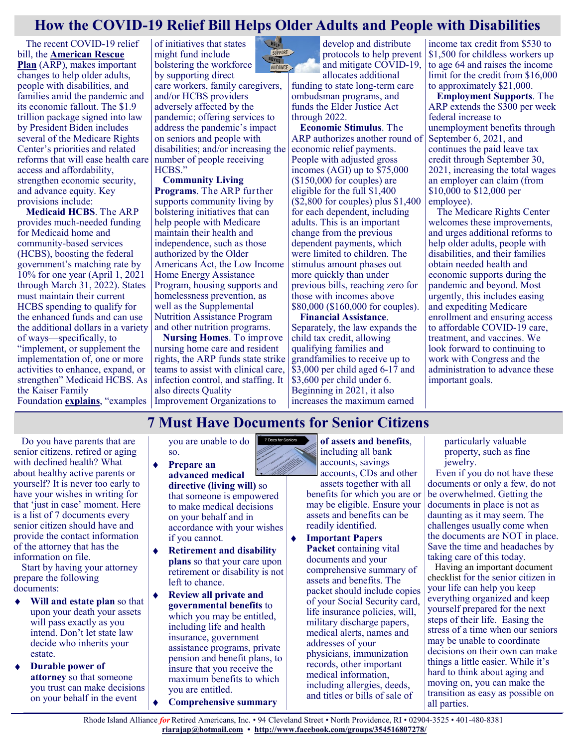# How the COVID-19 Relief Bill Helps Older Adults and People with Disabilities

The recent COVID-19 relief bill, the **American Rescue Plan** (ARP), makes important changes to help older adults, people with disabilities, and families amid the pandemic and its economic fallout. The $1.9 trillion package signed into law by President Biden includes several of the Medicare Rights Center's priorities and related reforms that will ease health care access and affordability, strengthen economic security, and advance equity. Key provisions include:

**Medicaid HCBS**. The ARP provides much-needed funding for Medicaid home and community-based services (HCBS), boosting the federal government's matching rate by 10% for one year (April 1, 2021 through March 31, 2022). States must maintain their current HCBS spending to qualify for the enhanced funds and can use the additional dollars in a variety of ways—specifically, to "implement, or supplement the implementation of, one or more activities to enhance, expand, or strengthen" Medicaid HCBS. As the Kaiser Family Foundation **explains**, "examples of initiatives that states might fund include bolstering the workforce by supporting direct care workers, family caregivers, and/or HCBS providers adversely affected by the pandemic; offering services to address the pandemic's impact on seniors and people with disabilities; and/or increasing the number of people receiving HCBS."

**Community Living Programs**. The ARP further supports community living by bolstering initiatives that can help people with Medicare maintain their health and independence, such as those authorized by the Older Americans Act, the Low Income Home Energy Assistance Program, housing supports and homelessness prevention, as well as the Supplemental Nutrition Assistance Program and other nutrition programs.

**Nursing Homes**. To improve nursing home care and resident rights, the ARP funds state strike teams to assist with clinical care, infection control, and staffing. It also directs Quality Improvement Organizations to develop and distribute protocols to help prevent and mitigate COVID-19, allocates additional funding to state long-term care ombudsman programs, and funds the Elder Justice Act through 2022.

**Economic Stimulus**. The ARP authorizes another round of economic relief payments. People with adjusted gross incomes (AGI) up to $75,000 ($150,000 for couples) are eligible for the full $1,400 ($2,800 for couples) plus $1,400 for each dependent, including adults. This is an important change from the previous dependent payments, which were limited to children. The stimulus amount phases out more quickly than under previous bills, reaching zero for those with incomes above $80,000 ($160,000 for couples).

**Financial Assistance**. Separately, the law expands the child tax credit, allowing qualifying families and grandfamilies to receive up to $3,000 per child aged 6-17 and $3,600 per child under 6. Beginning in 2021, it also increases the maximum earned income tax credit from $530 to $1,500 for childless workers up to age 64 and raises the income limit for the credit from $16,000 to approximately $21,000.

**Employment Supports**. The ARP extends the $300 per week federal increase to unemployment benefits through September 6, 2021, and continues the paid leave tax credit through September 30, 2021, increasing the total wages an employer can claim (from $10,000 to $12,000 per employee).

The Medicare Rights Center welcomes these improvements, and urges additional reforms to help older adults, people with disabilities, and their families obtain needed health and economic supports during the pandemic and beyond. Most urgently, this includes easing and expediting Medicare enrollment and ensuring access to affordable COVID-19 care, treatment, and vaccines. We look forward to continuing to work with Congress and the administration to advance these important goals.

# 7 Must Have Documents for Senior Citizens

Do you have parents that are senior citizens, retired or aging with declined health? What about healthy active parents or yourself? It is never too early to have your wishes in writing for that 'just in case' moment. Here is a list of 7 documents every senior citizen should have and provide the contact information of the attorney that has the information on file.

Start by having your attorney prepare the following documents:

- **Will and estate plan** so that upon your death your assets will pass exactly as you intend. Don't let state law decide who inherits your estate.
- **Durable power of attorney** so that someone you trust can make decisions on your behalf in the event you are unable to do so.
- **Prepare an advanced medical directive (living will)** so that someone is empowered to make medical decisions on your behalf and in accordance with your wishes if you cannot.
- **Retirement and disability plans** so that your care upon retirement or disability is not left to chance.
- **Review all private and governmental benefits** to which you may be entitled, including life and health insurance, government assistance programs, private pension and benefit plans, to insure that you receive the maximum benefits to which you are entitled.
- **Comprehensive summary of assets and benefits**, including all bank accounts, savings accounts, CDs and other assets together with all benefits for which you are or may be eligible. Ensure your assets and benefits can be readily identified.
- **Important Papers Packet** containing vital documents and your comprehensive summary of assets and benefits. The packet should include copies of your Social Security card, life insurance policies, will, military discharge papers, medical alerts, names and addresses of your physicians, immunization records, other important medical information, including allergies, deeds, and titles or bills of sale of particularly valuable property, such as fine jewelry.

Even if you do not have these documents or only a few, do not be overwhelmed. Getting the documents in place is not as daunting as it may seem. The challenges usually come when the documents are NOT in place. Save the time and headaches by taking care of this today.

Having an important document checklist for the senior citizen in your life can help you keep everything organized and keep yourself prepared for the next steps of their life. Easing the stress of a time when our seniors may be unable to coordinate decisions on their own can make things a little easier. While it's hard to think about aging and moving on, you can make the transition as easy as possible on all parties.

Rhode Island Alliance *for* Retired Americans, Inc. • 94 Cleveland Street • North Providence, RI • 02904-3525 • 401-480-8381
**riarajap@hotmail.com** • **http://www.facebook.com/groups/354516807278/**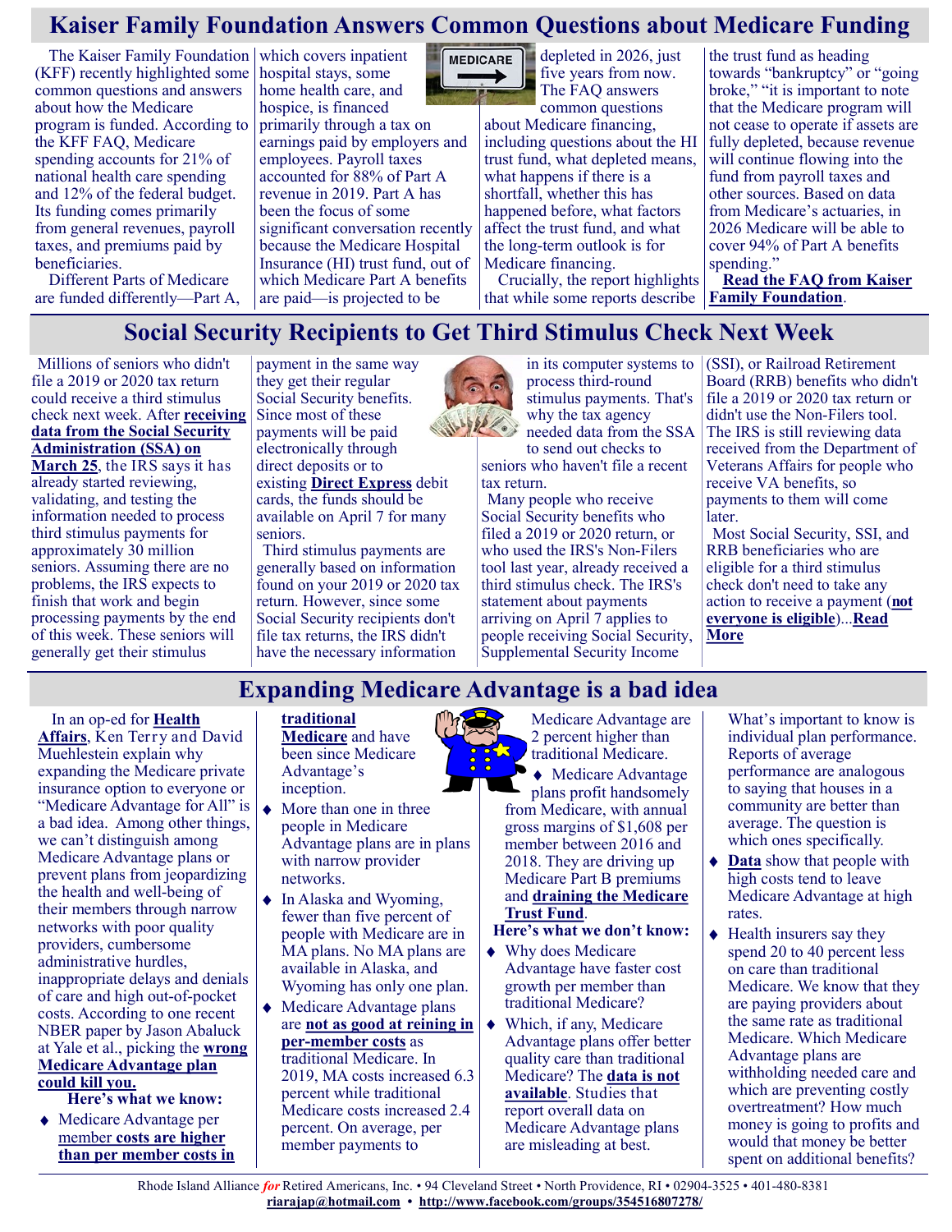# Kaiser Family Foundation Answers Common Questions about Medicare Funding

The Kaiser Family Foundation (KFF) recently highlighted some common questions and answers about how the Medicare program is funded. According to the KFF FAQ, Medicare spending accounts for 21% of national health care spending and 12% of the federal budget. Its funding comes primarily from general revenues, payroll taxes, and premiums paid by beneficiaries.

Different Parts of Medicare are funded differently—Part A, which covers inpatient hospital stays, some home health care, and hospice, is financed primarily through a tax on earnings paid by employers and employees. Payroll taxes accounted for 88% of Part A revenue in 2019. Part A has been the focus of some significant conversation recently because the Medicare Hospital Insurance (HI) trust fund, out of which Medicare Part A benefits are paid—is projected to be depleted in 2026, just five years from now. The FAQ answers common questions about Medicare financing, including questions about the HI trust fund, what depleted means, what happens if there is a shortfall, whether this has happened before, what factors affect the trust fund, and what the long-term outlook is for Medicare financing.

Crucially, the report highlights that while some reports describe the trust fund as heading towards "bankruptcy" or "going broke," "it is important to note that the Medicare program will not cease to operate if assets are fully depleted, because revenue will continue flowing into the fund from payroll taxes and other sources. Based on data from Medicare's actuaries, in 2026 Medicare will be able to cover 94% of Part A benefits spending."

**Read the FAQ from Kaiser Family Foundation**.

# Social Security Recipients to Get Third Stimulus Check Next Week

Millions of seniors who didn't file a 2019 or 2020 tax return could receive a third stimulus check next week. After **receiving data from the Social Security Administration (SSA) on March 25**, the IRS says it has already started reviewing, validating, and testing the information needed to process third stimulus payments for approximately 30 million seniors. Assuming there are no problems, the IRS expects to finish that work and begin processing payments by the end of this week. These seniors will generally get their stimulus payment in the same way they get their regular Social Security benefits. Since most of these payments will be paid electronically through direct deposits or to existing **Direct Express** debit cards, the funds should be available on April 7 for many seniors.

Third stimulus payments are generally based on information found on your 2019 or 2020 tax return. However, since some Social Security recipients don't file tax returns, the IRS didn't have the necessary information in its computer systems to process third-round stimulus payments. That's why the tax agency needed data from the SSA to send out checks to seniors who haven't file a recent tax return.

Many people who receive Social Security benefits who filed a 2019 or 2020 return, or who used the IRS's Non-Filers tool last year, already received a third stimulus check. The IRS's statement about payments arriving on April 7 applies to people receiving Social Security, Supplemental Security Income (SSI), or Railroad Retirement Board (RRB) benefits who didn't file a 2019 or 2020 tax return or didn't use the Non-Filers tool. The IRS is still reviewing data received from the Department of Veterans Affairs for people who receive VA benefits, so payments to them will come later.

Most Social Security, SSI, and RRB beneficiaries who are eligible for a third stimulus check don't need to take any action to receive a payment (**not everyone is eligible**)...**Read More**

# Expanding Medicare Advantage is a bad idea

In an op-ed for **Health Affairs**, Ken Terry and David Muehlestein explain why expanding the Medicare private insurance option to everyone or "Medicare Advantage for All" is a bad idea. Among other things, we can't distinguish among Medicare Advantage plans or prevent plans from jeopardizing the health and well-being of their members through narrow networks with poor quality providers, cumbersome administrative hurdles, inappropriate delays and denials of care and high out-of-pocket costs. According to one recent NBER paper by Jason Abaluck at Yale et al., picking the **wrong Medicare Advantage plan could kill you.**

**Here's what we know:**

- Medicare Advantage per member **costs are higher than per member costs in traditional Medicare** and have been since Medicare Advantage's inception.
- More than one in three people in Medicare Advantage plans are in plans with narrow provider networks.
- In Alaska and Wyoming, fewer than five percent of people with Medicare are in MA plans. No MA plans are available in Alaska, and Wyoming has only one plan.
- Medicare Advantage plans are **not as good at reining in per-member costs** as traditional Medicare. In 2019, MA costs increased 6.3 percent while traditional Medicare costs increased 2.4 percent. On average, per member payments to Medicare Advantage are 2 percent higher than traditional Medicare.
- Medicare Advantage plans profit handsomely from Medicare, with annual gross margins of $1,608 per member between 2016 and 2018. They are driving up Medicare Part B premiums and **draining the Medicare Trust Fund**.

**Here's what we don't know:**

- Why does Medicare Advantage have faster cost growth per member than traditional Medicare?
- Which, if any, Medicare Advantage plans offer better quality care than traditional Medicare? The **data is not available**. Studies that report overall data on Medicare Advantage plans are misleading at best.

What's important to know is individual plan performance. Reports of average performance are analogous to saying that houses in a community are better than average. The question is which ones specifically.

- **Data** show that people with high costs tend to leave Medicare Advantage at high rates.
- Health insurers say they spend 20 to 40 percent less on care than traditional Medicare. We know that they are paying providers about the same rate as traditional Medicare. Which Medicare Advantage plans are withholding needed care and which are preventing costly overtreatment? How much money is going to profits and would that money be better spent on additional benefits?

Rhode Island Alliance *for* Retired Americans, Inc. • 94 Cleveland Street • North Providence, RI • 02904-3525 • 401-480-8381
**riarajap@hotmail.com** • **http://www.facebook.com/groups/354516807278/**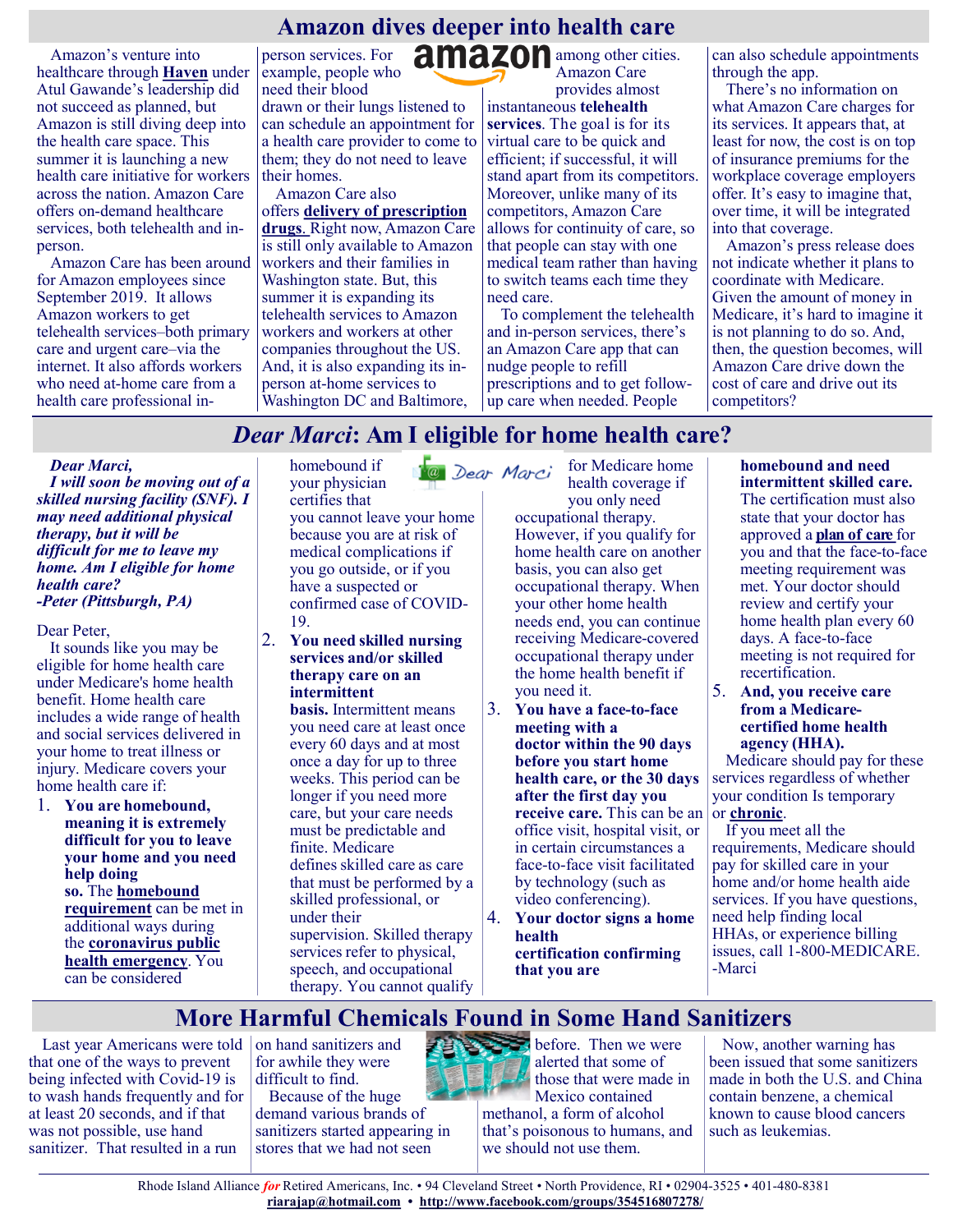# Amazon dives deeper into health care

Amazon's venture into healthcare through **Haven** under Atul Gawande's leadership did not succeed as planned, but Amazon is still diving deep into the health care space. This summer it is launching a new health care initiative for workers across the nation. Amazon Care offers on-demand healthcare services, both telehealth and in-person.

Amazon Care has been around for Amazon employees since September 2019. It allows Amazon workers to get telehealth services–both primary care and urgent care–via the internet. It also affords workers who need at-home care from a health care professional in-person services. For example, people who need their blood drawn or their lungs listened to can schedule an appointment for a health care provider to come to them; they do not need to leave their homes.

Amazon Care also offers **delivery of prescription drugs**. Right now, Amazon Care is still only available to Amazon workers and their families in Washington state. But, this summer it is expanding its telehealth services to Amazon workers and workers at other companies throughout the US. And, it is also expanding its in-person at-home services to Washington DC and Baltimore, among other cities.

Amazon Care provides almost instantaneous **telehealth services**. The goal is for its virtual care to be quick and efficient; if successful, it will stand apart from its competitors. Moreover, unlike many of its competitors, Amazon Care allows for continuity of care, so that people can stay with one medical team rather than having to switch teams each time they need care.

To complement the telehealth and in-person services, there's an Amazon Care app that can nudge people to refill prescriptions and to get follow-up care when needed. People can also schedule appointments through the app.

There's no information on what Amazon Care charges for its services. It appears that, at least for now, the cost is on top of insurance premiums for the workplace coverage employers offer. It's easy to imagine that, over time, it will be integrated into that coverage.

Amazon's press release does not indicate whether it plans to coordinate with Medicare. Given the amount of money in Medicare, it's hard to imagine it is not planning to do so. And, then, the question becomes, will Amazon Care drive down the cost of care and drive out its competitors?

# *Dear Marci*: Am I eligible for home health care?

***Dear Marci,***
***I will soon be moving out of a skilled nursing facility (SNF). I may need additional physical therapy, but it will be difficult for me to leave my home. Am I eligible for home health care?***
***-Peter (Pittsburgh, PA)***

Dear Peter,

It sounds like you may be eligible for home health care under Medicare's home health benefit. Home health care includes a wide range of health and social services delivered in your home to treat illness or injury. Medicare covers your home health care if:

1. **You are homebound, meaning it is extremely difficult for you to leave your home and you need help doing so.** The **homebound requirement** can be met in additional ways during the **coronavirus public health emergency**. You can be considered homebound if your physician certifies that you cannot leave your home because you are at risk of medical complications if you go outside, or if you have a suspected or confirmed case of COVID-19.
2. **You need skilled nursing services and/or skilled therapy care on an intermittent basis.** Intermittent means you need care at least once every 60 days and at most once a day for up to three weeks. This period can be longer if you need more care, but your care needs must be predictable and finite. Medicare defines skilled care as care that must be performed by a skilled professional, or under their supervision. Skilled therapy services refer to physical, speech, and occupational therapy. You cannot qualify for Medicare home health coverage if you only need occupational therapy. However, if you qualify for home health care on another basis, you can also get occupational therapy. When your other home health needs end, you can continue receiving Medicare-covered occupational therapy under the home health benefit if you need it.
3. **You have a face-to-face meeting with a doctor within the 90 days before you start home health care, or the 30 days after the first day you receive care.** This can be an office visit, hospital visit, or in certain circumstances a face-to-face visit facilitated by technology (such as video conferencing).
4. **Your doctor signs a home health certification confirming that you are homebound and need intermittent skilled care.** The certification must also state that your doctor has approved a **plan of care** for you and that the face-to-face meeting requirement was met. Your doctor should review and certify your home health plan every 60 days. A face-to-face meeting is not required for recertification.
5. **And, you receive care from a Medicare-certified home health agency (HHA).**

Medicare should pay for these services regardless of whether your condition Is temporary or **chronic**.

If you meet all the requirements, Medicare should pay for skilled care in your home and/or home health aide services. If you have questions, need help finding local HHAs, or experience billing issues, call 1-800-MEDICARE.
-Marci

# More Harmful Chemicals Found in Some Hand Sanitizers

Last year Americans were told that one of the ways to prevent being infected with Covid-19 is to wash hands frequently and for at least 20 seconds, and if that was not possible, use hand sanitizer. That resulted in a run on hand sanitizers and for awhile they were difficult to find.

Because of the huge demand various brands of sanitizers started appearing in stores that we had not seen before. Then we were alerted that some of those that were made in Mexico contained methanol, a form of alcohol that's poisonous to humans, and we should not use them.

Now, another warning has been issued that some sanitizers made in both the U.S. and China contain benzene, a chemical known to cause blood cancers such as leukemias.

Rhode Island Alliance *for* Retired Americans, Inc. • 94 Cleveland Street • North Providence, RI • 02904-3525 • 401-480-8381
**riarajap@hotmail.com** • **http://www.facebook.com/groups/354516807278/**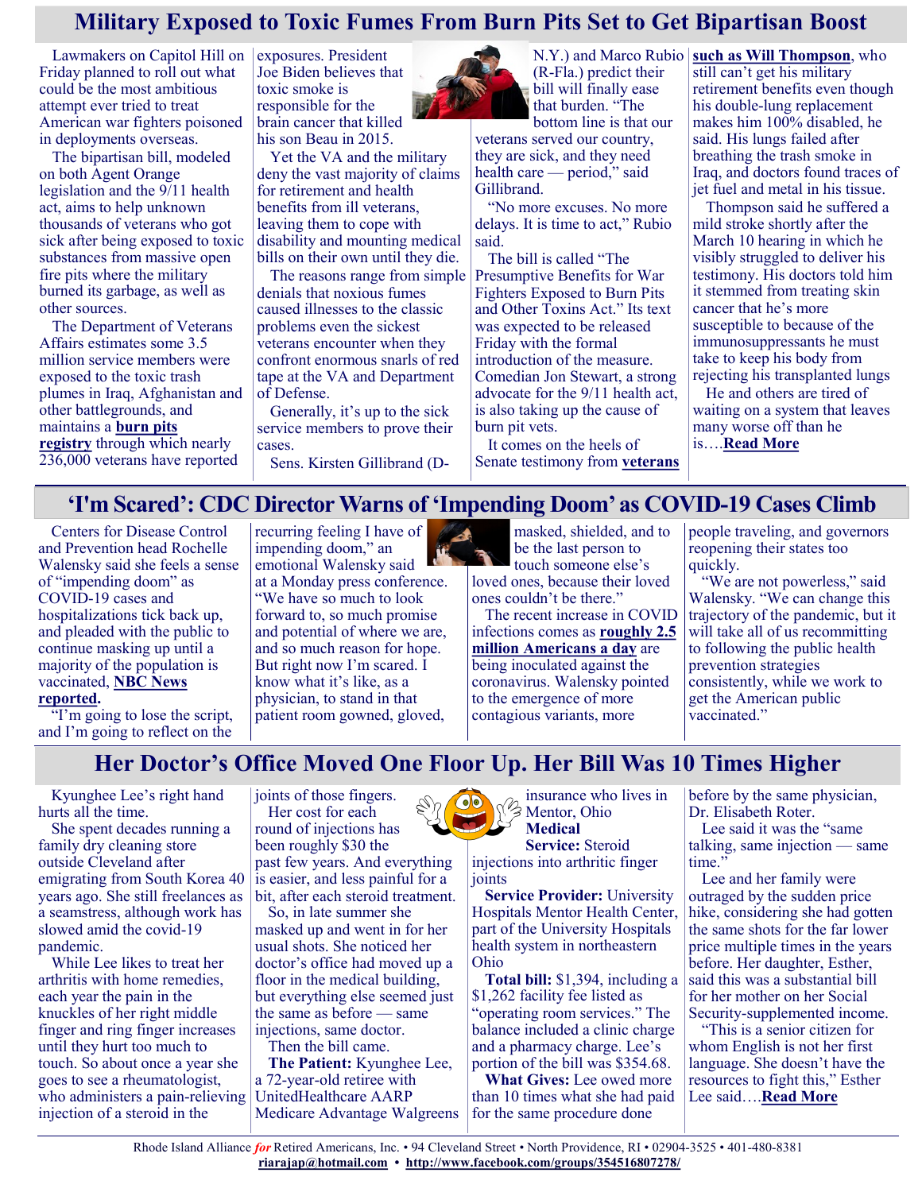# Military Exposed to Toxic Fumes From Burn Pits Set to Get Bipartisan Boost

Lawmakers on Capitol Hill on Friday planned to roll out what could be the most ambitious attempt ever tried to treat American war fighters poisoned in deployments overseas.

The bipartisan bill, modeled on both Agent Orange legislation and the 9/11 health act, aims to help unknown thousands of veterans who got sick after being exposed to toxic substances from massive open fire pits where the military burned its garbage, as well as other sources.

The Department of Veterans Affairs estimates some 3.5 million service members were exposed to the toxic trash plumes in Iraq, Afghanistan and other battlegrounds, and maintains a **burn pits registry** through which nearly 236,000 veterans have reported exposures. President Joe Biden believes that toxic smoke is responsible for the brain cancer that killed his son Beau in 2015.

Yet the VA and the military deny the vast majority of claims for retirement and health benefits from ill veterans, leaving them to cope with disability and mounting medical bills on their own until they die.

The reasons range from simple denials that noxious fumes caused illnesses to the classic problems even the sickest veterans encounter when they confront enormous snarls of red tape at the VA and Department of Defense.

Generally, it's up to the sick service members to prove their cases.

Sens. Kirsten Gillibrand (D-N.Y.) and Marco Rubio (R-Fla.) predict their bill will finally ease that burden. "The bottom line is that our veterans served our country, they are sick, and they need health care — period," said Gillibrand.

"No more excuses. No more delays. It is time to act," Rubio said.

The bill is called "The Presumptive Benefits for War Fighters Exposed to Burn Pits and Other Toxins Act." Its text was expected to be released Friday with the formal introduction of the measure. Comedian Jon Stewart, a strong advocate for the 9/11 health act, is also taking up the cause of burn pit vets.

It comes on the heels of Senate testimony from **veterans such as Will Thompson**, who still can't get his military retirement benefits even though his double-lung replacement makes him 100% disabled, he said. His lungs failed after breathing the trash smoke in Iraq, and doctors found traces of jet fuel and metal in his tissue.

Thompson said he suffered a mild stroke shortly after the March 10 hearing in which he visibly struggled to deliver his testimony. His doctors told him it stemmed from treating skin cancer that he's more susceptible to because of the immunosuppressants he must take to keep his body from rejecting his transplanted lungs

He and others are tired of waiting on a system that leaves many worse off than he is….**Read More**

# 'I'm Scared': CDC Director Warns of 'Impending Doom' as COVID-19 Cases Climb

Centers for Disease Control and Prevention head Rochelle Walensky said she feels a sense of "impending doom" as COVID-19 cases and hospitalizations tick back up, and pleaded with the public to continue masking up until a majority of the population is vaccinated, **NBC News reported**.

"I'm going to lose the script, and I'm going to reflect on the recurring feeling I have of impending doom," an emotional Walensky said at a Monday press conference. "We have so much to look forward to, so much promise and potential of where we are, and so much reason for hope. But right now I'm scared. I know what it's like, as a physician, to stand in that patient room gowned, gloved, masked, shielded, and to be the last person to touch someone else's loved ones, because their loved ones couldn't be there."

The recent increase in COVID infections comes as **roughly 2.5 million Americans a day** are being inoculated against the coronavirus. Walensky pointed to the emergence of more contagious variants, more people traveling, and governors reopening their states too quickly.

"We are not powerless," said Walensky. "We can change this trajectory of the pandemic, but it will take all of us recommitting to following the public health prevention strategies consistently, while we work to get the American public vaccinated."

# Her Doctor's Office Moved One Floor Up. Her Bill Was 10 Times Higher

Kyunghee Lee's right hand hurts all the time.

She spent decades running a family dry cleaning store outside Cleveland after emigrating from South Korea 40 years ago. She still freelances as a seamstress, although work has slowed amid the covid-19 pandemic.

While Lee likes to treat her arthritis with home remedies, each year the pain in the knuckles of her right middle finger and ring finger increases until they hurt too much to touch. So about once a year she goes to see a rheumatologist, who administers a pain-relieving injection of a steroid in the joints of those fingers.

Her cost for each round of injections has been roughly $30 the past few years. And everything is easier, and less painful for a bit, after each steroid treatment.

So, in late summer she masked up and went in for her usual shots. She noticed her doctor's office had moved up a floor in the medical building, but everything else seemed just the same as before — same injections, same doctor.

Then the bill came.

**The Patient:** Kyunghee Lee, a 72-year-old retiree with UnitedHealthcare AARP Medicare Advantage Walgreens insurance who lives in Mentor, Ohio

**Medical Service:** Steroid injections into arthritic finger joints

**Service Provider:** University Hospitals Mentor Health Center, part of the University Hospitals health system in northeastern Ohio

**Total bill:** $1,394, including a $1,262 facility fee listed as "operating room services." The balance included a clinic charge and a pharmacy charge. Lee's portion of the bill was $354.68.

**What Gives:** Lee owed more than 10 times what she had paid for the same procedure done before by the same physician, Dr. Elisabeth Roter.

Lee said it was the "same talking, same injection — same time."

Lee and her family were outraged by the sudden price hike, considering she had gotten the same shots for the far lower price multiple times in the years before. Her daughter, Esther, said this was a substantial bill for her mother on her Social Security-supplemented income.

"This is a senior citizen for whom English is not her first language. She doesn't have the resources to fight this," Esther Lee said….**Read More**

Rhode Island Alliance *for* Retired Americans, Inc. • 94 Cleveland Street • North Providence, RI • 02904-3525 • 401-480-8381
**riarajap@hotmail.com** • **http://www.facebook.com/groups/354516807278/**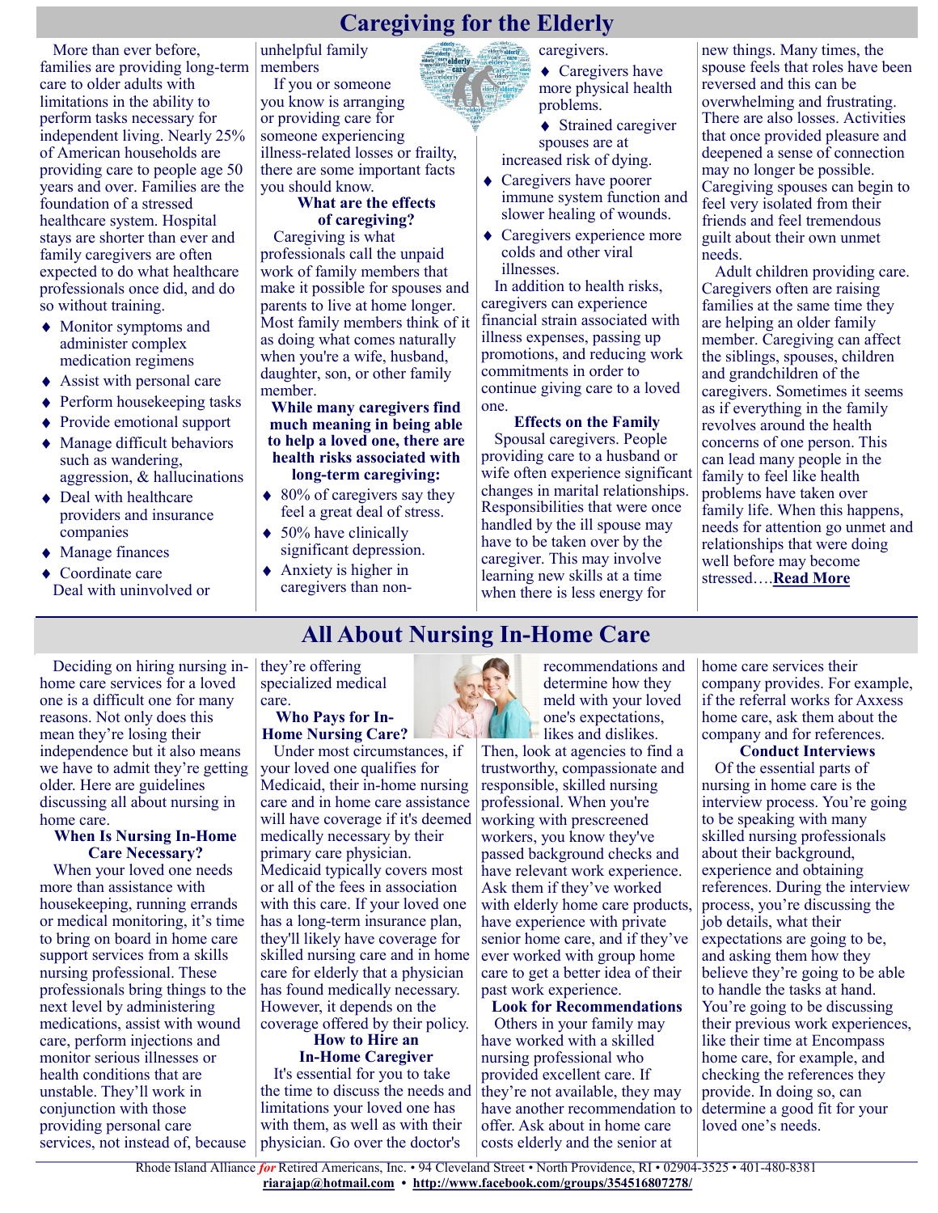# Caregiving for the Elderly

More than ever before, families are providing long-term care to older adults with limitations in the ability to perform tasks necessary for independent living. Nearly 25% of American households are providing care to people age 50 years and over. Families are the foundation of a stressed healthcare system. Hospital stays are shorter than ever and family caregivers are often expected to do what healthcare professionals once did, and do so without training.

- Monitor symptoms and administer complex medication regimens
- Assist with personal care
- Perform housekeeping tasks
- Provide emotional support
- Manage difficult behaviors such as wandering, aggression, & hallucinations
- Deal with healthcare providers and insurance companies
- Manage finances
- Coordinate care

Deal with uninvolved or unhelpful family members

If you or someone you know is arranging or providing care for someone experiencing illness-related losses or frailty, there are some important facts you should know.

**What are the effects of caregiving?**

Caregiving is what professionals call the unpaid work of family members that make it possible for spouses and parents to live at home longer. Most family members think of it as doing what comes naturally when you're a wife, husband, daughter, son, or other family member.

**While many caregivers find much meaning in being able to help a loved one, there are health risks associated with long-term caregiving:**

- 80% of caregivers say they feel a great deal of stress.
- 50% have clinically significant depression.
- Anxiety is higher in caregivers than non-caregivers.
- Caregivers have more physical health problems.
- Strained caregiver spouses are at increased risk of dying.
- Caregivers have poorer immune system function and slower healing of wounds.
- Caregivers experience more colds and other viral illnesses.

In addition to health risks, caregivers can experience financial strain associated with illness expenses, passing up promotions, and reducing work commitments in order to continue giving care to a loved one.

**Effects on the Family**

Spousal caregivers. People providing care to a husband or wife often experience significant changes in marital relationships. Responsibilities that were once handled by the ill spouse may have to be taken over by the caregiver. This may involve learning new skills at a time when there is less energy for new things. Many times, the spouse feels that roles have been reversed and this can be overwhelming and frustrating. There are also losses. Activities that once provided pleasure and deepened a sense of connection may no longer be possible. Caregiving spouses can begin to feel very isolated from their friends and feel tremendous guilt about their own unmet needs.

Adult children providing care. Caregivers often are raising families at the same time they are helping an older family member. Caregiving can affect the siblings, spouses, children and grandchildren of the caregivers. Sometimes it seems as if everything in the family revolves around the health concerns of one person. This can lead many people in the family to feel like health problems have taken over family life. When this happens, needs for attention go unmet and relationships that were doing well before may become stressed….**Read More**

# All About Nursing In-Home Care

Deciding on hiring nursing in-home care services for a loved one is a difficult one for many reasons. Not only does this mean they're losing their independence but it also means we have to admit they're getting older. Here are guidelines discussing all about nursing in home care.

**When Is Nursing In-Home Care Necessary?**

When your loved one needs more than assistance with housekeeping, running errands or medical monitoring, it's time to bring on board in home care support services from a skills nursing professional. These professionals bring things to the next level by administering medications, assist with wound care, perform injections and monitor serious illnesses or health conditions that are unstable. They'll work in conjunction with those providing personal care services, not instead of, because they're offering specialized medical care.

**Who Pays for In-Home Nursing Care?**

Under most circumstances, if your loved one qualifies for Medicaid, their in-home nursing care and in home care assistance will have coverage if it's deemed medically necessary by their primary care physician. Medicaid typically covers most or all of the fees in association with this care. If your loved one has a long-term insurance plan, they'll likely have coverage for skilled nursing care and in home care for elderly that a physician has found medically necessary. However, it depends on the coverage offered by their policy.

**How to Hire an In-Home Caregiver**

It's essential for you to take the time to discuss the needs and limitations your loved one has with them, as well as with their physician. Go over the doctor's recommendations and determine how they meld with your loved one's expectations, likes and dislikes. Then, look at agencies to find a trustworthy, compassionate and responsible, skilled nursing professional. When you're working with prescreened workers, you know they've passed background checks and have relevant work experience. Ask them if they've worked with elderly home care products, have experience with private senior home care, and if they've ever worked with group home care to get a better idea of their past work experience.

**Look for Recommendations**

Others in your family may have worked with a skilled nursing professional who provided excellent care. If they're not available, they may have another recommendation to offer. Ask about in home care costs elderly and the senior at home care services their company provides. For example, if the referral works for Axxess home care, ask them about the company and for references.

**Conduct Interviews**

Of the essential parts of nursing in home care is the interview process. You're going to be speaking with many skilled nursing professionals about their background, experience and obtaining references. During the interview process, you're discussing the job details, what their expectations are going to be, and asking them how they believe they're going to be able to handle the tasks at hand. You're going to be discussing their previous work experiences, like their time at Encompass home care, for example, and checking the references they provide. In doing so, can determine a good fit for your loved one's needs.

Rhode Island Alliance *for* Retired Americans, Inc. • 94 Cleveland Street • North Providence, RI • 02904-3525 • 401-480-8381
riarajap@hotmail.com • http://www.facebook.com/groups/354516807278/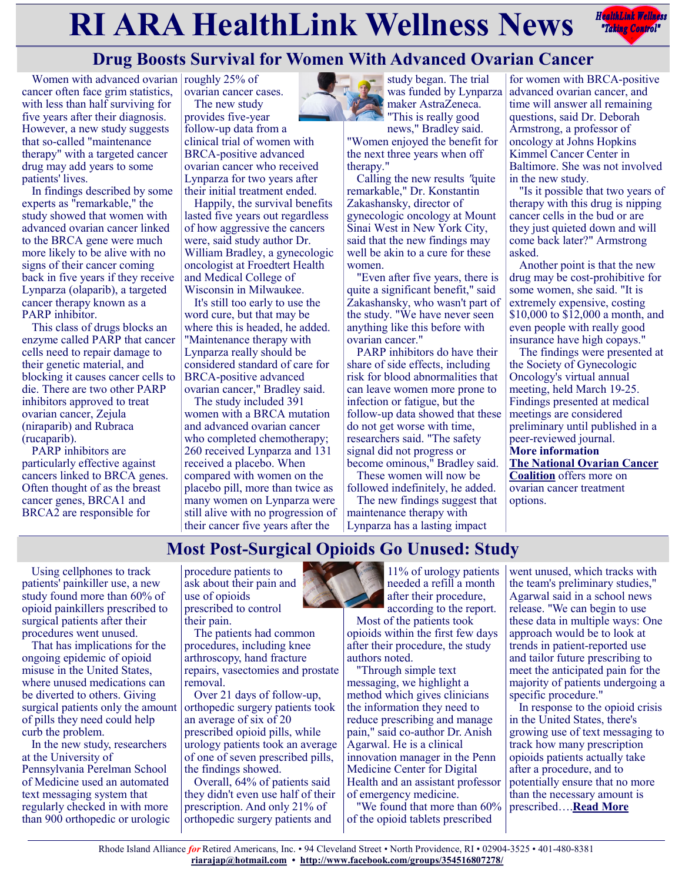# RI ARA HealthLink Wellness News

## Drug Boosts Survival for Women With Advanced Ovarian Cancer

Women with advanced ovarian cancer often face grim statistics, with less than half surviving for five years after their diagnosis. However, a new study suggests that so-called "maintenance therapy" with a targeted cancer drug may add years to some patients' lives.

In findings described by some experts as "remarkable," the study showed that women with advanced ovarian cancer linked to the BRCA gene were much more likely to be alive with no signs of their cancer coming back in five years if they receive Lynparza (olaparib), a targeted cancer therapy known as a PARP inhibitor.

This class of drugs blocks an enzyme called PARP that cancer cells need to repair damage to their genetic material, and blocking it causes cancer cells to die. There are two other PARP inhibitors approved to treat ovarian cancer, Zejula (niraparib) and Rubraca (rucaparib).

PARP inhibitors are particularly effective against cancers linked to BRCA genes. Often thought of as the breast cancer genes, BRCA1 and BRCA2 are responsible for roughly 25% of ovarian cancer cases.

The new study provides five-year follow-up data from a clinical trial of women with BRCA-positive advanced ovarian cancer who received Lynparza for two years after their initial treatment ended.

Happily, the survival benefits lasted five years out regardless of how aggressive the cancers were, said study author Dr. William Bradley, a gynecologic oncologist at Froedtert Health and Medical College of Wisconsin in Milwaukee.

It's still too early to use the word cure, but that may be where this is headed, he added. "Maintenance therapy with Lynparza really should be considered standard of care for BRCA-positive advanced ovarian cancer," Bradley said.

The study included 391 women with a BRCA mutation and advanced ovarian cancer who completed chemotherapy; 260 received Lynparza and 131 received a placebo. When compared with women on the placebo pill, more than twice as many women on Lynparza were still alive with no progression of their cancer five years after the study began. The trial was funded by Lynparza maker AstraZeneca.

"This is really good news," Bradley said. "Women enjoyed the benefit for the next three years when off therapy."

Calling the new results "quite remarkable," Dr. Konstantin Zakashansky, director of gynecologic oncology at Mount Sinai West in New York City, said that the new findings may well be akin to a cure for these women.

"Even after five years, there is quite a significant benefit," said Zakashansky, who wasn't part of the study. "We have never seen anything like this before with ovarian cancer."

PARP inhibitors do have their share of side effects, including risk for blood abnormalities that can leave women more prone to infection or fatigue, but the follow-up data showed that these do not get worse with time, researchers said. "The safety signal did not progress or become ominous," Bradley said.

These women will now be followed indefinitely, he added.

The new findings suggest that maintenance therapy with Lynparza has a lasting impact for women with BRCA-positive advanced ovarian cancer, and time will answer all remaining questions, said Dr. Deborah Armstrong, a professor of oncology at Johns Hopkins Kimmel Cancer Center in Baltimore. She was not involved in the new study.

"Is it possible that two years of therapy with this drug is nipping cancer cells in the bud or are they just quieted down and will come back later?" Armstrong asked.

Another point is that the new drug may be cost-prohibitive for some women, she said. "It is extremely expensive, costing $10,000 to $12,000 a month, and even people with really good insurance have high copays."

The findings were presented at the Society of Gynecologic Oncology's virtual annual meeting, held March 19-25. Findings presented at medical meetings are considered preliminary until published in a peer-reviewed journal.

**More information**

**The National Ovarian Cancer Coalition** offers more on ovarian cancer treatment options.

## Most Post-Surgical Opioids Go Unused: Study

Using cellphones to track patients' painkiller use, a new study found more than 60% of opioid painkillers prescribed to surgical patients after their procedures went unused.

That has implications for the ongoing epidemic of opioid misuse in the United States, where unused medications can be diverted to others. Giving surgical patients only the amount of pills they need could help curb the problem.

In the new study, researchers at the University of Pennsylvania Perelman School of Medicine used an automated text messaging system that regularly checked in with more than 900 orthopedic or urologic procedure patients to ask about their pain and use of opioids prescribed to control their pain.

The patients had common procedures, including knee arthroscopy, hand fracture repairs, vasectomies and prostate removal.

Over 21 days of follow-up, orthopedic surgery patients took an average of six of 20 prescribed opioid pills, while urology patients took an average of one of seven prescribed pills, the findings showed.

Overall, 64% of patients said they didn't even use half of their prescription. And only 21% of orthopedic surgery patients and 11% of urology patients needed a refill a month after their procedure, according to the report.

Most of the patients took opioids within the first few days after their procedure, the study authors noted.

"Through simple text messaging, we highlight a method which gives clinicians the information they need to reduce prescribing and manage pain," said co-author Dr. Anish Agarwal. He is a clinical innovation manager in the Penn Medicine Center for Digital Health and an assistant professor of emergency medicine.

"We found that more than 60% of the opioid tablets prescribed went unused, which tracks with the team's preliminary studies," Agarwal said in a school news release. "We can begin to use these data in multiple ways: One approach would be to look at trends in patient-reported use and tailor future prescribing to meet the anticipated pain for the majority of patients undergoing a specific procedure."

In response to the opioid crisis in the United States, there's growing use of text messaging to track how many prescription opioids patients actually take after a procedure, and to potentially ensure that no more than the necessary amount is prescribed….**Read More**

Rhode Island Alliance *for* Retired Americans, Inc. • 94 Cleveland Street • North Providence, RI • 02904-3525 • 401-480-8381
riarajap@hotmail.com • http://www.facebook.com/groups/354516807278/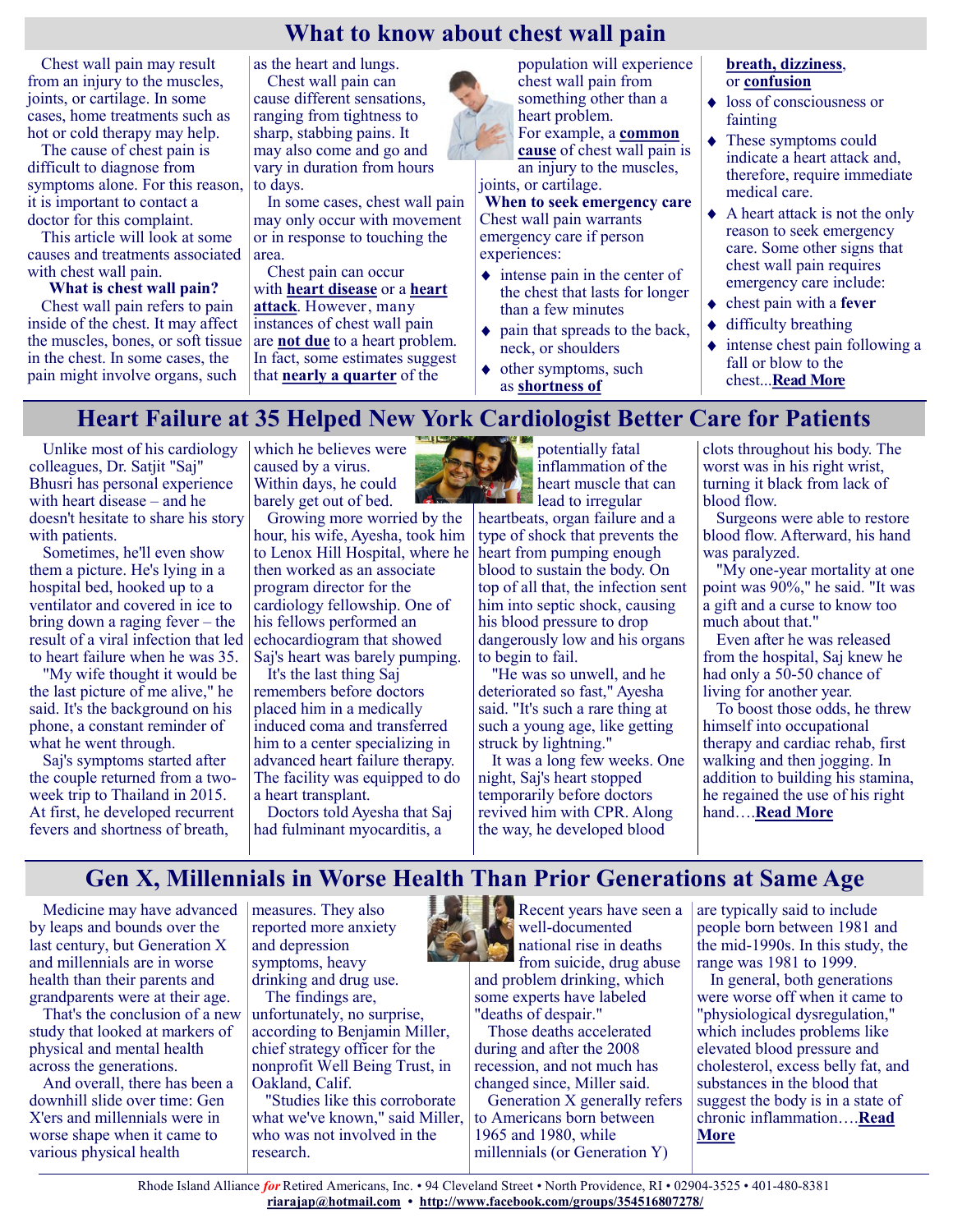# What to know about chest wall pain

Chest wall pain may result from an injury to the muscles, joints, or cartilage. In some cases, home treatments such as hot or cold therapy may help.

The cause of chest pain is difficult to diagnose from symptoms alone. For this reason, it is important to contact a doctor for this complaint.

This article will look at some causes and treatments associated with chest wall pain.

**What is chest wall pain?**

Chest wall pain refers to pain inside of the chest. It may affect the muscles, bones, or soft tissue in the chest. In some cases, the pain might involve organs, such as the heart and lungs.

Chest wall pain can cause different sensations, ranging from tightness to sharp, stabbing pains. It may also come and go and vary in duration from hours to days.

In some cases, chest wall pain may only occur with movement or in response to touching the area.

Chest pain can occur with **heart disease** or a **heart attack**. However, many instances of chest wall pain are **not due** to a heart problem. In fact, some estimates suggest that **nearly a quarter** of the population will experience chest wall pain from something other than a heart problem.

For example, a **common cause** of chest wall pain is an injury to the muscles, joints, or cartilage.

**When to seek emergency care**

Chest wall pain warrants emergency care if person experiences:

- intense pain in the center of the chest that lasts for longer than a few minutes
- pain that spreads to the back, neck, or shoulders
- other symptoms, such as **shortness of breath, dizziness**, or **confusion**
- loss of consciousness or fainting
- These symptoms could indicate a heart attack and, therefore, require immediate medical care.
- A heart attack is not the only reason to seek emergency care. Some other signs that chest wall pain requires emergency care include:
- chest pain with a **fever**
- difficulty breathing
- intense chest pain following a fall or blow to the chest...**Read More**

# Heart Failure at 35 Helped New York Cardiologist Better Care for Patients

Unlike most of his cardiology colleagues, Dr. Satjit "Saj" Bhusri has personal experience with heart disease – and he doesn't hesitate to share his story with patients.

Sometimes, he'll even show them a picture. He's lying in a hospital bed, hooked up to a ventilator and covered in ice to bring down a raging fever – the result of a viral infection that led to heart failure when he was 35.

"My wife thought it would be the last picture of me alive," he said. It's the background on his phone, a constant reminder of what he went through.

Saj's symptoms started after the couple returned from a two-week trip to Thailand in 2015. At first, he developed recurrent fevers and shortness of breath, which he believes were caused by a virus. Within days, he could barely get out of bed.

Growing more worried by the hour, his wife, Ayesha, took him to Lenox Hill Hospital, where he then worked as an associate program director for the cardiology fellowship. One of his fellows performed an echocardiogram that showed Saj's heart was barely pumping.

It's the last thing Saj remembers before doctors placed him in a medically induced coma and transferred him to a center specializing in advanced heart failure therapy. The facility was equipped to do a heart transplant.

Doctors told Ayesha that Saj had fulminant myocarditis, a potentially fatal inflammation of the heart muscle that can lead to irregular heartbeats, organ failure and a type of shock that prevents the heart from pumping enough blood to sustain the body. On top of all that, the infection sent him into septic shock, causing his blood pressure to drop dangerously low and his organs to begin to fail.

"He was so unwell, and he deteriorated so fast," Ayesha said. "It's such a rare thing at such a young age, like getting struck by lightning."

It was a long few weeks. One night, Saj's heart stopped temporarily before doctors revived him with CPR. Along the way, he developed blood clots throughout his body. The worst was in his right wrist, turning it black from lack of blood flow.

Surgeons were able to restore blood flow. Afterward, his hand was paralyzed.

"My one-year mortality at one point was 90%," he said. "It was a gift and a curse to know too much about that."

Even after he was released from the hospital, Saj knew he had only a 50-50 chance of living for another year.

To boost those odds, he threw himself into occupational therapy and cardiac rehab, first walking and then jogging. In addition to building his stamina, he regained the use of his right hand….**Read More**

# Gen X, Millennials in Worse Health Than Prior Generations at Same Age

Medicine may have advanced by leaps and bounds over the last century, but Generation X and millennials are in worse health than their parents and grandparents were at their age.

That's the conclusion of a new study that looked at markers of physical and mental health across the generations.

And overall, there has been a downhill slide over time: Gen X'ers and millennials were in worse shape when it came to various physical health measures. They also reported more anxiety and depression symptoms, heavy drinking and drug use.

The findings are, unfortunately, no surprise, according to Benjamin Miller, chief strategy officer for the nonprofit Well Being Trust, in Oakland, Calif.

"Studies like this corroborate what we've known," said Miller, who was not involved in the research.

Recent years have seen a well-documented national rise in deaths from suicide, drug abuse and problem drinking, which some experts have labeled "deaths of despair."

Those deaths accelerated during and after the 2008 recession, and not much has changed since, Miller said.

Generation X generally refers to Americans born between 1965 and 1980, while millennials (or Generation Y) are typically said to include people born between 1981 and the mid-1990s. In this study, the range was 1981 to 1999.

In general, both generations were worse off when it came to "physiological dysregulation," which includes problems like elevated blood pressure and cholesterol, excess belly fat, and substances in the blood that suggest the body is in a state of chronic inflammation….**Read More**

Rhode Island Alliance *for* Retired Americans, Inc. • 94 Cleveland Street • North Providence, RI • 02904-3525 • 401-480-8381
**riarajap@hotmail.com** • **http://www.facebook.com/groups/354516807278/**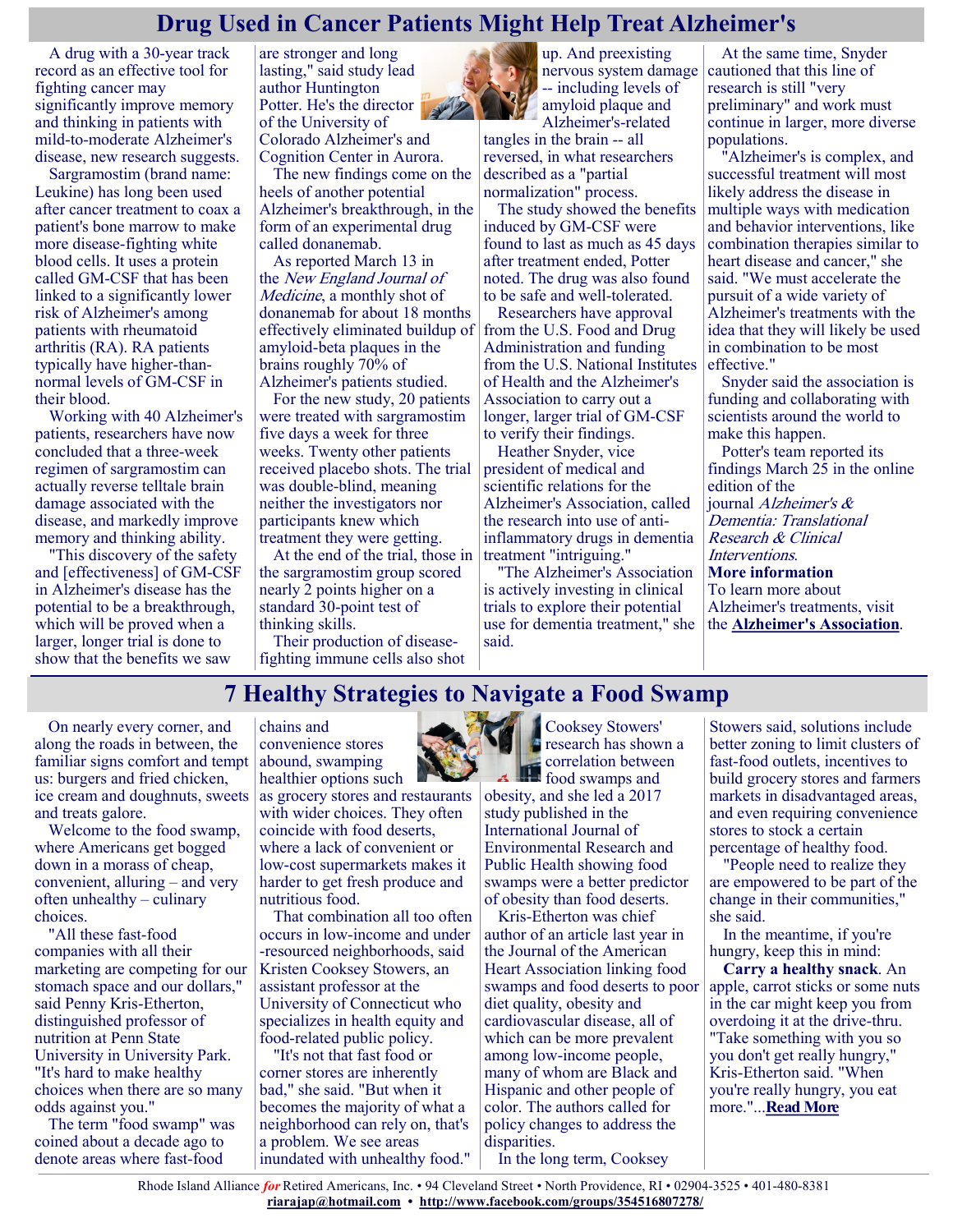# Drug Used in Cancer Patients Might Help Treat Alzheimer's

A drug with a 30-year track record as an effective tool for fighting cancer may significantly improve memory and thinking in patients with mild-to-moderate Alzheimer's disease, new research suggests.

Sargramostim (brand name: Leukine) has long been used after cancer treatment to coax a patient's bone marrow to make more disease-fighting white blood cells. It uses a protein called GM-CSF that has been linked to a significantly lower risk of Alzheimer's among patients with rheumatoid arthritis (RA). RA patients typically have higher-than-normal levels of GM-CSF in their blood.

Working with 40 Alzheimer's patients, researchers have now concluded that a three-week regimen of sargramostim can actually reverse telltale brain damage associated with the disease, and markedly improve memory and thinking ability.

"This discovery of the safety and [effectiveness] of GM-CSF in Alzheimer's disease has the potential to be a breakthrough, which will be proved when a larger, longer trial is done to show that the benefits we saw are stronger and long lasting," said study lead author Huntington Potter. He's the director of the University of Colorado Alzheimer's and Cognition Center in Aurora.

The new findings come on the heels of another potential Alzheimer's breakthrough, in the form of an experimental drug called donanemab.

As reported March 13 in the *New England Journal of Medicine*, a monthly shot of donanemab for about 18 months effectively eliminated buildup of amyloid-beta plaques in the brains roughly 70% of Alzheimer's patients studied.

For the new study, 20 patients were treated with sargramostim five days a week for three weeks. Twenty other patients received placebo shots. The trial was double-blind, meaning neither the investigators nor participants knew which treatment they were getting.

At the end of the trial, those in the sargramostim group scored nearly 2 points higher on a standard 30-point test of thinking skills.

Their production of disease-fighting immune cells also shot up. And preexisting nervous system damage -- including levels of amyloid plaque and Alzheimer's-related tangles in the brain -- all reversed, in what researchers described as a "partial normalization" process.

The study showed the benefits induced by GM-CSF were found to last as much as 45 days after treatment ended, Potter noted. The drug was also found to be safe and well-tolerated.

Researchers have approval from the U.S. Food and Drug Administration and funding from the U.S. National Institutes of Health and the Alzheimer's Association to carry out a longer, larger trial of GM-CSF to verify their findings.

Heather Snyder, vice president of medical and scientific relations for the Alzheimer's Association, called the research into use of anti-inflammatory drugs in dementia treatment "intriguing."

"The Alzheimer's Association is actively investing in clinical trials to explore their potential use for dementia treatment," she said.

At the same time, Snyder cautioned that this line of research is still "very preliminary" and work must continue in larger, more diverse populations.

"Alzheimer's is complex, and successful treatment will most likely address the disease in multiple ways with medication and behavior interventions, like combination therapies similar to heart disease and cancer," she said. "We must accelerate the pursuit of a wide variety of Alzheimer's treatments with the idea that they will likely be used in combination to be most effective."

Snyder said the association is funding and collaborating with scientists around the world to make this happen.

Potter's team reported its findings March 25 in the online edition of the journal *Alzheimer's & Dementia: Translational Research & Clinical Interventions*.

**More information**

To learn more about Alzheimer's treatments, visit the **Alzheimer's Association**.

# 7 Healthy Strategies to Navigate a Food Swamp

On nearly every corner, and along the roads in between, the familiar signs comfort and tempt us: burgers and fried chicken, ice cream and doughnuts, sweets and treats galore.

Welcome to the food swamp, where Americans get bogged down in a morass of cheap, convenient, alluring – and very often unhealthy – culinary choices.

"All these fast-food companies with all their marketing are competing for our stomach space and our dollars," said Penny Kris-Etherton, distinguished professor of nutrition at Penn State University in University Park. "It's hard to make healthy choices when there are so many odds against you."

The term "food swamp" was coined about a decade ago to denote areas where fast-food chains and convenience stores abound, swamping healthier options such as grocery stores and restaurants with wider choices. They often coincide with food deserts, where a lack of convenient or low-cost supermarkets makes it harder to get fresh produce and nutritious food.

That combination all too often occurs in low-income and under-resourced neighborhoods, said Kristen Cooksey Stowers, an assistant professor at the University of Connecticut who specializes in health equity and food-related public policy.

"It's not that fast food or corner stores are inherently bad," she said. "But when it becomes the majority of what a neighborhood can rely on, that's a problem. We see areas inundated with unhealthy food."

Cooksey Stowers' research has shown a correlation between food swamps and obesity, and she led a 2017 study published in the International Journal of Environmental Research and Public Health showing food swamps were a better predictor of obesity than food deserts.

Kris-Etherton was chief author of an article last year in the Journal of the American Heart Association linking food swamps and food deserts to poor diet quality, obesity and cardiovascular disease, all of which can be more prevalent among low-income people, many of whom are Black and Hispanic and other people of color. The authors called for policy changes to address the disparities.

In the long term, Cooksey Stowers said, solutions include better zoning to limit clusters of fast-food outlets, incentives to build grocery stores and farmers markets in disadvantaged areas, and even requiring convenience stores to stock a certain percentage of healthy food.

"People need to realize they are empowered to be part of the change in their communities," she said.

In the meantime, if you're hungry, keep this in mind:

**Carry a healthy snack**. An apple, carrot sticks or some nuts in the car might keep you from overdoing it at the drive-thru. "Take something with you so you don't get really hungry," Kris-Etherton said. "When you're really hungry, you eat more."...**Read More**

Rhode Island Alliance *for* Retired Americans, Inc. • 94 Cleveland Street • North Providence, RI • 02904-3525 • 401-480-8381
**riarajap@hotmail.com** • **http://www.facebook.com/groups/354516807278/**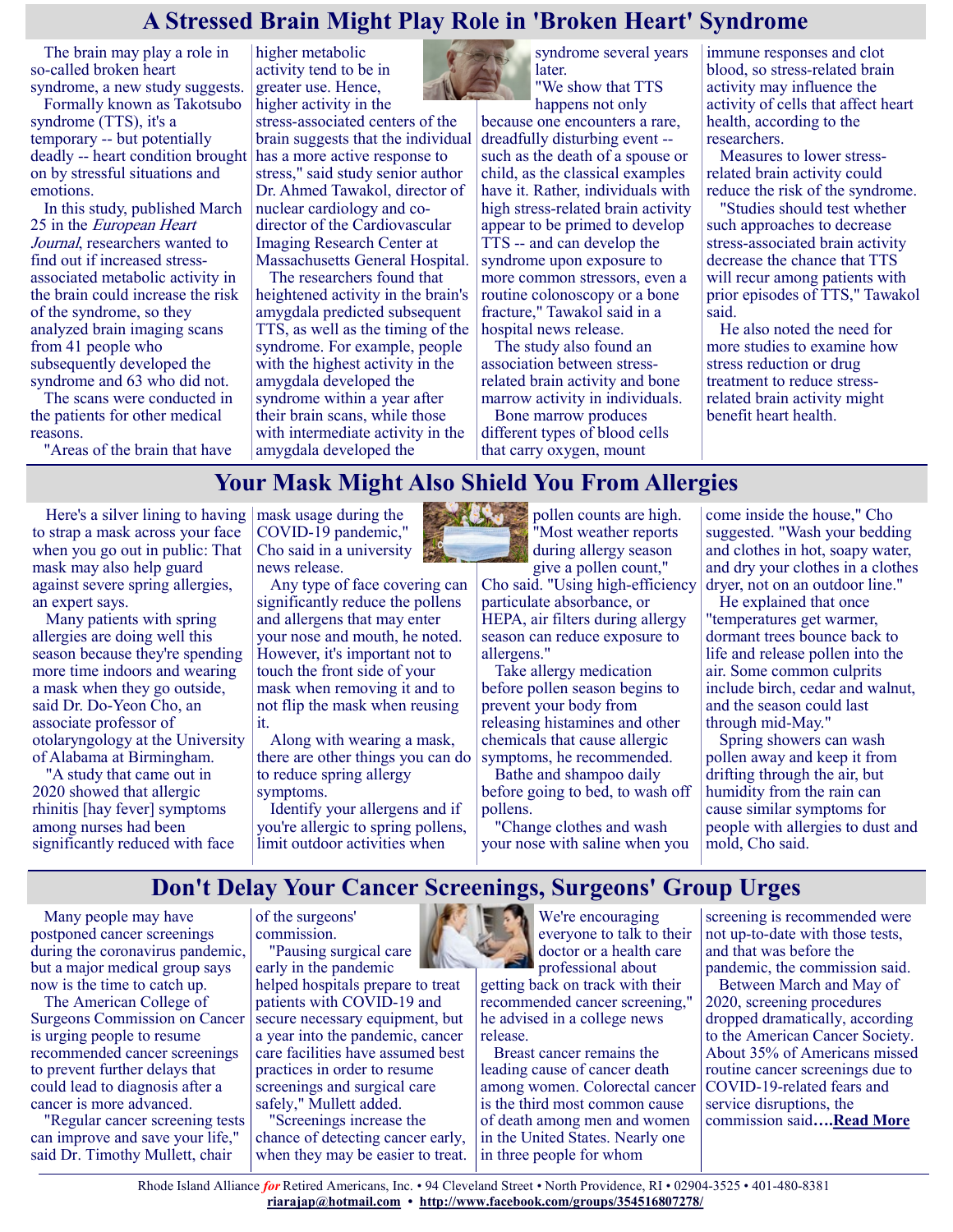# A Stressed Brain Might Play Role in 'Broken Heart' Syndrome

The brain may play a role in so-called broken heart syndrome, a new study suggests.

Formally known as Takotsubo syndrome (TTS), it's a temporary -- but potentially deadly -- heart condition brought on by stressful situations and emotions.

In this study, published March 25 in the *European Heart Journal*, researchers wanted to find out if increased stress-associated metabolic activity in the brain could increase the risk of the syndrome, so they analyzed brain imaging scans from 41 people who subsequently developed the syndrome and 63 who did not.

The scans were conducted in the patients for other medical reasons.

"Areas of the brain that have higher metabolic activity tend to be in greater use. Hence, higher activity in the stress-associated centers of the brain suggests that the individual has a more active response to stress," said study senior author Dr. Ahmed Tawakol, director of nuclear cardiology and co-director of the Cardiovascular Imaging Research Center at Massachusetts General Hospital.

The researchers found that heightened activity in the brain's amygdala predicted subsequent TTS, as well as the timing of the syndrome. For example, people with the highest activity in the amygdala developed the syndrome within a year after their brain scans, while those with intermediate activity in the amygdala developed the syndrome several years later.

"We show that TTS happens not only because one encounters a rare, dreadfully disturbing event -- such as the death of a spouse or child, as the classical examples have it. Rather, individuals with high stress-related brain activity appear to be primed to develop TTS -- and can develop the syndrome upon exposure to more common stressors, even a routine colonoscopy or a bone fracture," Tawakol said in a hospital news release.

The study also found an association between stress-related brain activity and bone marrow activity in individuals.

Bone marrow produces different types of blood cells that carry oxygen, mount immune responses and clot blood, so stress-related brain activity may influence the activity of cells that affect heart health, according to the researchers.

Measures to lower stress-related brain activity could reduce the risk of the syndrome.

"Studies should test whether such approaches to decrease stress-associated brain activity decrease the chance that TTS will recur among patients with prior episodes of TTS," Tawakol said.

He also noted the need for more studies to examine how stress reduction or drug treatment to reduce stress-related brain activity might benefit heart health.

# Your Mask Might Also Shield You From Allergies

Here's a silver lining to having to strap a mask across your face when you go out in public: That mask may also help guard against severe spring allergies, an expert says.

Many patients with spring allergies are doing well this season because they're spending more time indoors and wearing a mask when they go outside, said Dr. Do-Yeon Cho, an associate professor of otolaryngology at the University of Alabama at Birmingham.

"A study that came out in 2020 showed that allergic rhinitis [hay fever] symptoms among nurses had been significantly reduced with face mask usage during the COVID-19 pandemic," Cho said in a university news release.

Any type of face covering can significantly reduce the pollens and allergens that may enter your nose and mouth, he noted. However, it's important not to touch the front side of your mask when removing it and to not flip the mask when reusing it.

Along with wearing a mask, there are other things you can do to reduce spring allergy symptoms.

Identify your allergens and if you're allergic to spring pollens, limit outdoor activities when pollen counts are high. "Most weather reports during allergy season give a pollen count," Cho said. "Using high-efficiency particulate absorbance, or HEPA, air filters during allergy season can reduce exposure to allergens."

Take allergy medication before pollen season begins to prevent your body from releasing histamines and other chemicals that cause allergic symptoms, he recommended.

Bathe and shampoo daily before going to bed, to wash off pollens.

"Change clothes and wash your nose with saline when you come inside the house," Cho suggested. "Wash your bedding and clothes in hot, soapy water, and dry your clothes in a clothes dryer, not on an outdoor line."

He explained that once "temperatures get warmer, dormant trees bounce back to life and release pollen into the air. Some common culprits include birch, cedar and walnut, and the season could last through mid-May."

Spring showers can wash pollen away and keep it from drifting through the air, but humidity from the rain can cause similar symptoms for people with allergies to dust and mold, Cho said.

# Don't Delay Your Cancer Screenings, Surgeons' Group Urges

Many people may have postponed cancer screenings during the coronavirus pandemic, but a major medical group says now is the time to catch up.

The American College of Surgeons Commission on Cancer is urging people to resume recommended cancer screenings to prevent further delays that could lead to diagnosis after a cancer is more advanced.

"Regular cancer screening tests can improve and save your life," said Dr. Timothy Mullett, chair of the surgeons' commission.

"Pausing surgical care early in the pandemic helped hospitals prepare to treat patients with COVID-19 and secure necessary equipment, but a year into the pandemic, cancer care facilities have assumed best practices in order to resume screenings and surgical care safely," Mullett added.

"Screenings increase the chance of detecting cancer early, when they may be easier to treat. We're encouraging everyone to talk to their doctor or a health care professional about getting back on track with their recommended cancer screening," he advised in a college news release.

Breast cancer remains the leading cause of cancer death among women. Colorectal cancer is the third most common cause of death among men and women in the United States. Nearly one in three people for whom screening is recommended were not up-to-date with those tests, and that was before the pandemic, the commission said.

Between March and May of 2020, screening procedures dropped dramatically, according to the American Cancer Society. About 35% of Americans missed routine cancer screenings due to COVID-19-related fears and service disruptions, the commission said**….Read More**

Rhode Island Alliance *for* Retired Americans, Inc. • 94 Cleveland Street • North Providence, RI • 02904-3525 • 401-480-8381
**riarajap@hotmail.com • http://www.facebook.com/groups/354516807278/**